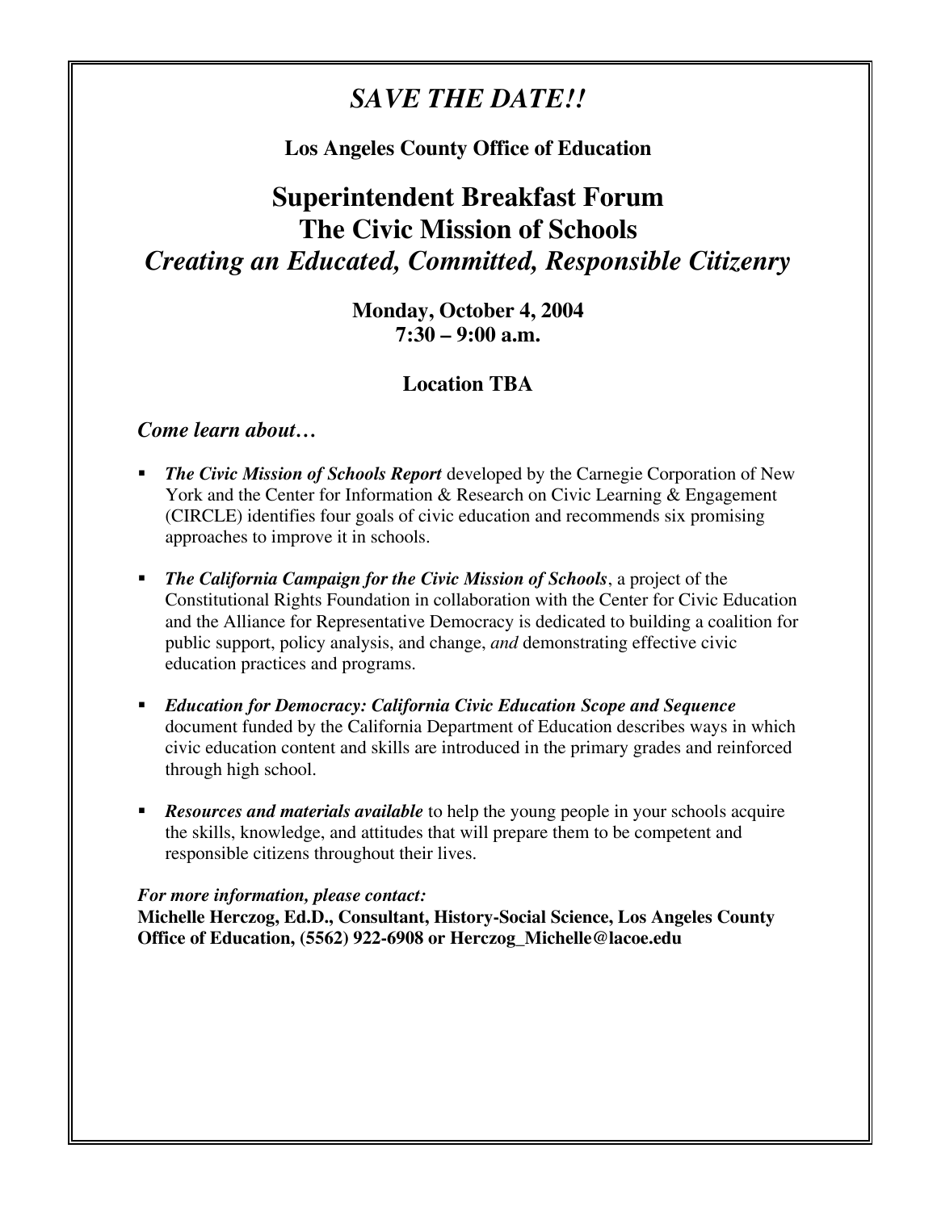# *SAVE THE DATE!!*

**Los Angeles County Office of Education**

## Superintendent Breakfast Forum
## The Civic Mission of Schools
## *Creating an Educated, Committed, Responsible Citizenry*

**Monday, October 4, 2004**
**7:30 – 9:00 a.m.**

**Location TBA**

### *Come learn about…*

- ***The Civic Mission of Schools Report*** developed by the Carnegie Corporation of New York and the Center for Information & Research on Civic Learning & Engagement (CIRCLE) identifies four goals of civic education and recommends six promising approaches to improve it in schools.

- ***The California Campaign for the Civic Mission of Schools***, a project of the Constitutional Rights Foundation in collaboration with the Center for Civic Education and the Alliance for Representative Democracy is dedicated to building a coalition for public support, policy analysis, and change, *and* demonstrating effective civic education practices and programs.

- ***Education for Democracy: California Civic Education Scope and Sequence*** document funded by the California Department of Education describes ways in which civic education content and skills are introduced in the primary grades and reinforced through high school.

- ***Resources and materials available*** to help the young people in your schools acquire the skills, knowledge, and attitudes that will prepare them to be competent and responsible citizens throughout their lives.

***For more information, please contact:***
**Michelle Herczog, Ed.D., Consultant, History-Social Science, Los Angeles County Office of Education, (5562) 922-6908 or Herczog_Michelle@lacoe.edu**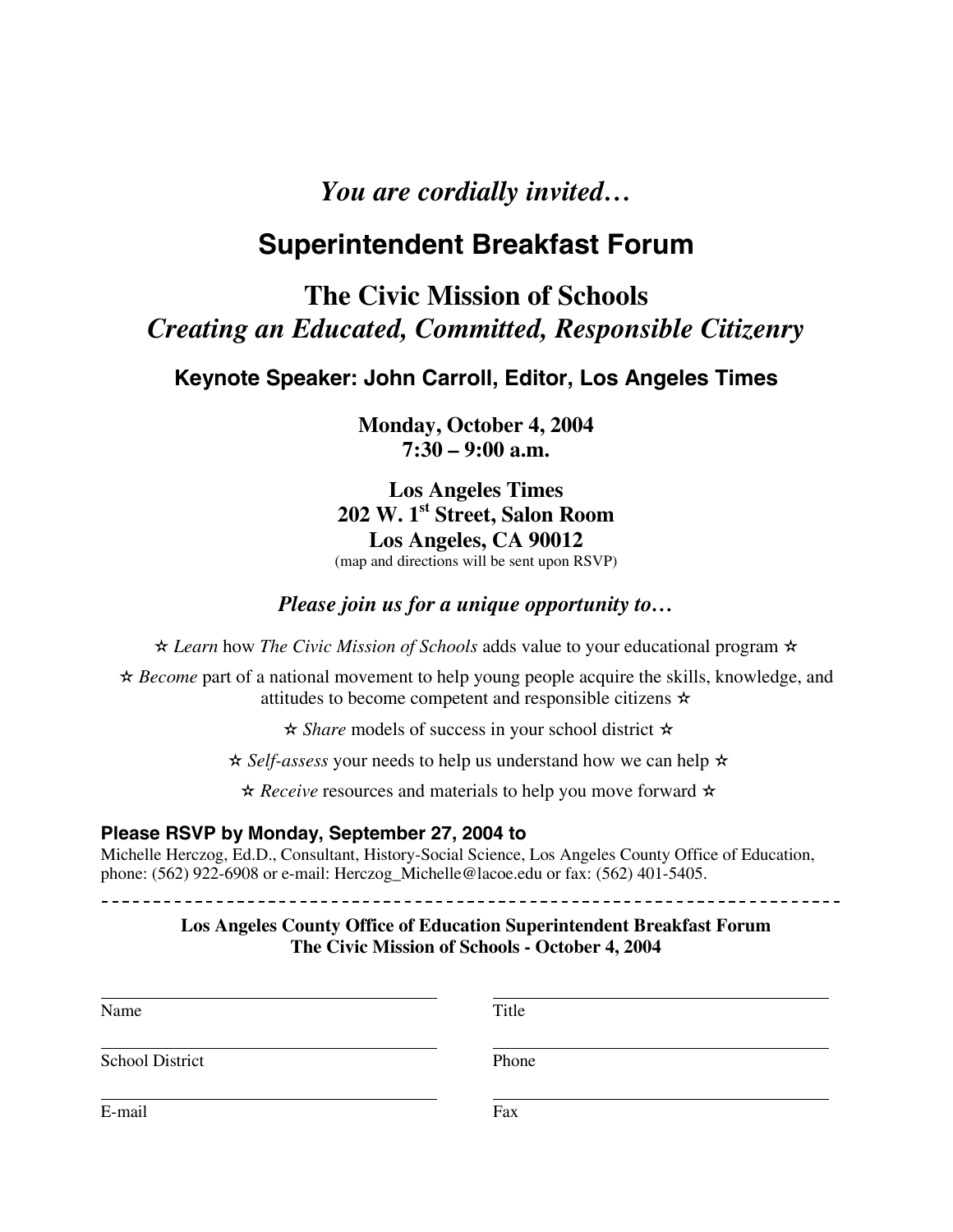*You are cordially invited…*

## Superintendent Breakfast Forum

# The Civic Mission of Schools

***Creating an Educated, Committed, Responsible Citizenry***

**Keynote Speaker: John Carroll, Editor, Los Angeles Times**

**Monday, October 4, 2004**
**7:30 – 9:00 a.m.**

**Los Angeles Times**
**202 W. 1st Street, Salon Room**
**Los Angeles, CA 90012**
(map and directions will be sent upon RSVP)

***Please join us for a unique opportunity to…***

☆ *Learn* how *The Civic Mission of Schools* adds value to your educational program ☆

☆ *Become* part of a national movement to help young people acquire the skills, knowledge, and attitudes to become competent and responsible citizens ☆

☆ *Share* models of success in your school district ☆

☆ *Self-assess* your needs to help us understand how we can help ☆

☆ *Receive* resources and materials to help you move forward ☆

**Please RSVP by Monday, September 27, 2004 to**

Michelle Herczog, Ed.D., Consultant, History-Social Science, Los Angeles County Office of Education, phone: (562) 922-6908 or e-mail: Herczog_Michelle@lacoe.edu or fax: (562) 401-5405.

---

**Los Angeles County Office of Education Superintendent Breakfast Forum**
**The Civic Mission of Schools - October 4, 2004**

Name ______________________ Title ______________________

School District ______________________ Phone ______________________

E-mail ______________________ Fax ______________________